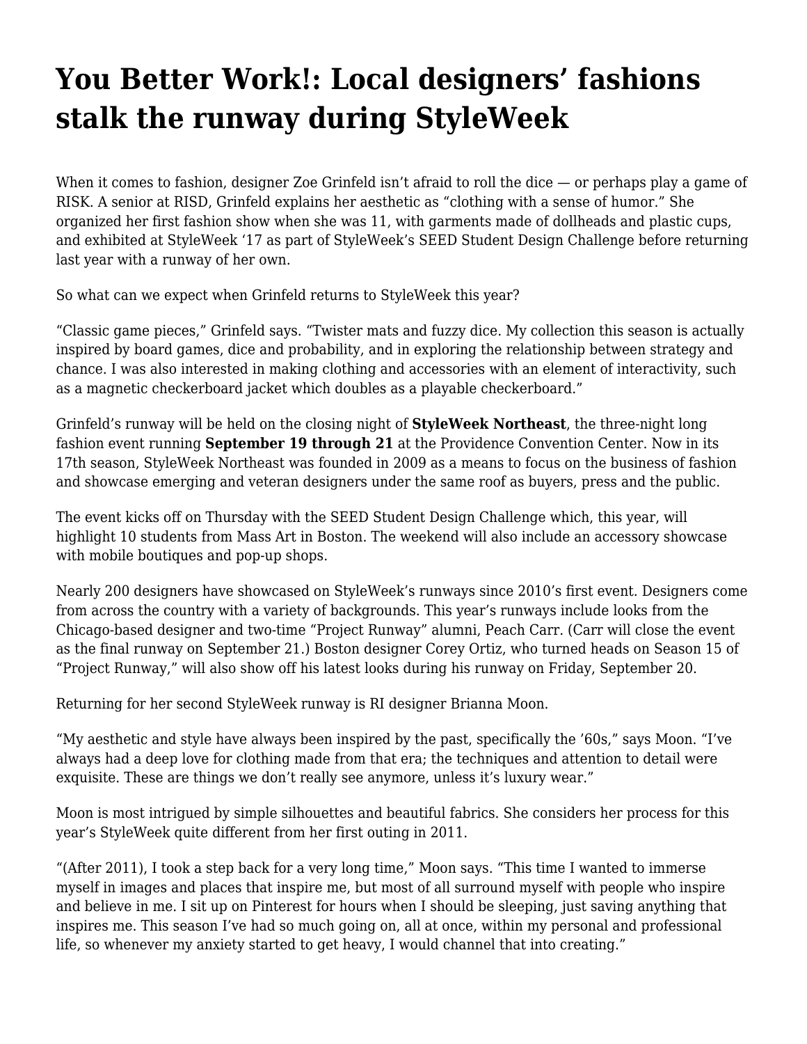# You Better Work!: Local designers' fashions stalk the runway during StyleWeek

When it comes to fashion, designer Zoe Grinfeld isn't afraid to roll the dice — or perhaps play a game of RISK. A senior at RISD, Grinfeld explains her aesthetic as "clothing with a sense of humor." She organized her first fashion show when she was 11, with garments made of dollheads and plastic cups, and exhibited at StyleWeek '17 as part of StyleWeek's SEED Student Design Challenge before returning last year with a runway of her own.

So what can we expect when Grinfeld returns to StyleWeek this year?

"Classic game pieces," Grinfeld says. "Twister mats and fuzzy dice. My collection this season is actually inspired by board games, dice and probability, and in exploring the relationship between strategy and chance. I was also interested in making clothing and accessories with an element of interactivity, such as a magnetic checkerboard jacket which doubles as a playable checkerboard."

Grinfeld's runway will be held on the closing night of **StyleWeek Northeast**, the three-night long fashion event running **September 19 through 21** at the Providence Convention Center. Now in its 17th season, StyleWeek Northeast was founded in 2009 as a means to focus on the business of fashion and showcase emerging and veteran designers under the same roof as buyers, press and the public.

The event kicks off on Thursday with the SEED Student Design Challenge which, this year, will highlight 10 students from Mass Art in Boston. The weekend will also include an accessory showcase with mobile boutiques and pop-up shops.

Nearly 200 designers have showcased on StyleWeek's runways since 2010's first event. Designers come from across the country with a variety of backgrounds. This year's runways include looks from the Chicago-based designer and two-time "Project Runway" alumni, Peach Carr. (Carr will close the event as the final runway on September 21.) Boston designer Corey Ortiz, who turned heads on Season 15 of "Project Runway," will also show off his latest looks during his runway on Friday, September 20.

Returning for her second StyleWeek runway is RI designer Brianna Moon.

"My aesthetic and style have always been inspired by the past, specifically the '60s," says Moon. "I've always had a deep love for clothing made from that era; the techniques and attention to detail were exquisite. These are things we don't really see anymore, unless it's luxury wear."

Moon is most intrigued by simple silhouettes and beautiful fabrics. She considers her process for this year's StyleWeek quite different from her first outing in 2011.

"(After 2011), I took a step back for a very long time," Moon says. "This time I wanted to immerse myself in images and places that inspire me, but most of all surround myself with people who inspire and believe in me. I sit up on Pinterest for hours when I should be sleeping, just saving anything that inspires me. This season I've had so much going on, all at once, within my personal and professional life, so whenever my anxiety started to get heavy, I would channel that into creating."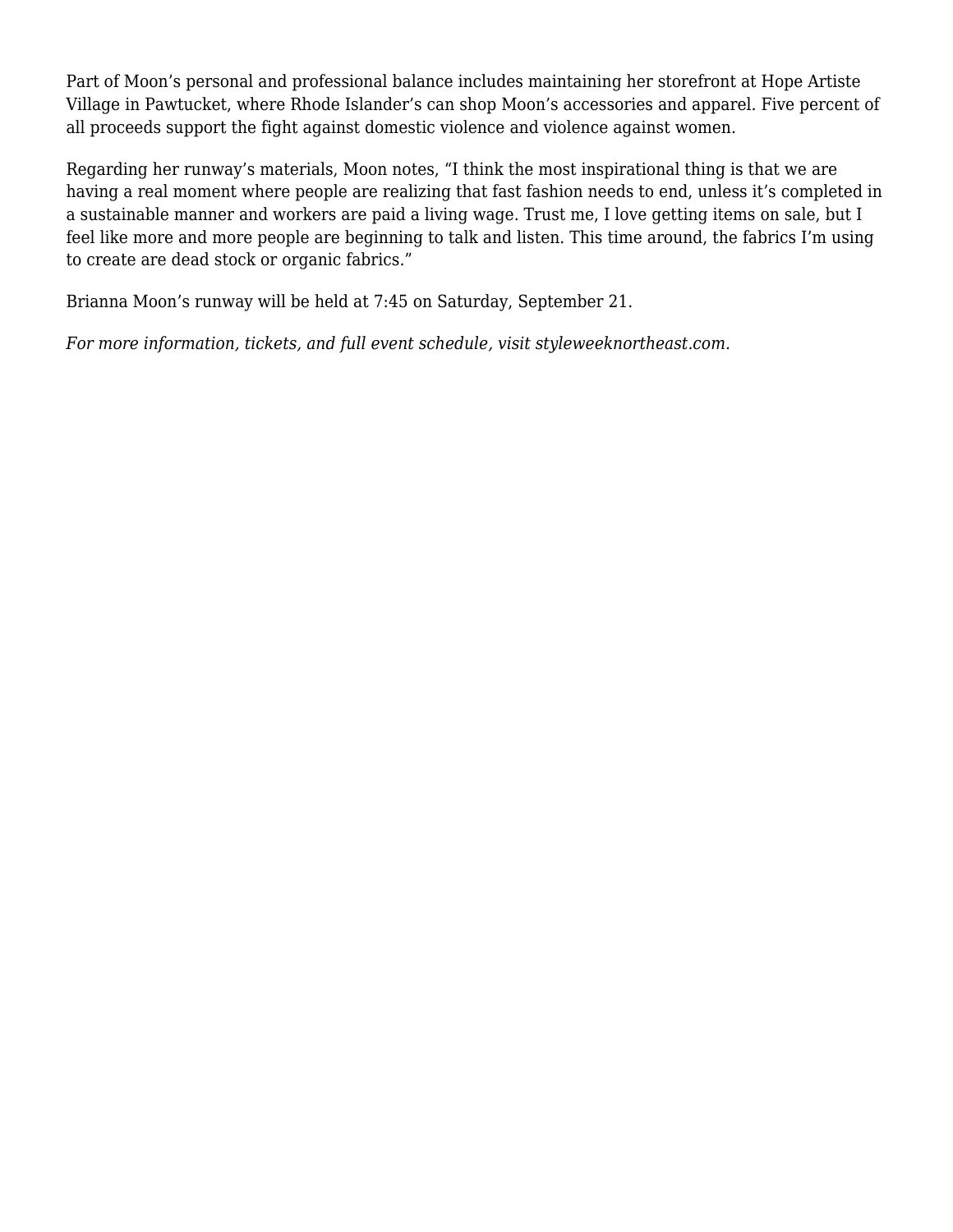Part of Moon’s personal and professional balance includes maintaining her storefront at Hope Artiste Village in Pawtucket, where Rhode Islander’s can shop Moon’s accessories and apparel. Five percent of all proceeds support the fight against domestic violence and violence against women.

Regarding her runway’s materials, Moon notes, “I think the most inspirational thing is that we are having a real moment where people are realizing that fast fashion needs to end, unless it’s completed in a sustainable manner and workers are paid a living wage. Trust me, I love getting items on sale, but I feel like more and more people are beginning to talk and listen. This time around, the fabrics I’m using to create are dead stock or organic fabrics.”

Brianna Moon’s runway will be held at 7:45 on Saturday, September 21.

*For more information, tickets, and full event schedule, visit styleweeknortheast.com.*